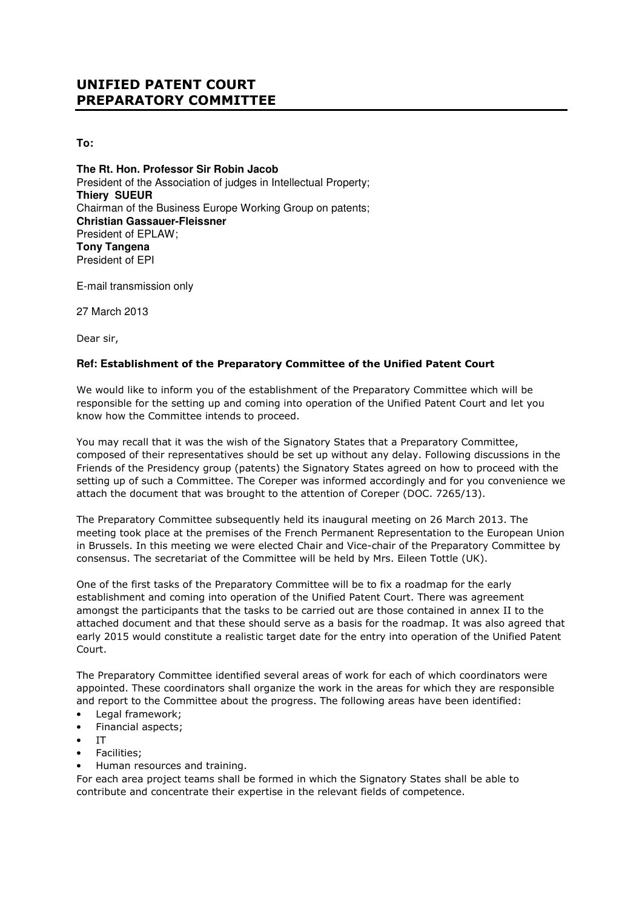# UNIFIED PATENT COURT PREPARATORY COMMITTEE

**To:**

**The Rt. Hon. Professor Sir Robin Jacob**
President of the Association of judges in Intellectual Property;
**Thiery SUEUR**
Chairman of the Business Europe Working Group on patents;
**Christian Gassauer-Fleissner**
President of EPLAW;
**Tony Tangena**
President of EPI

E-mail transmission only

27 March 2013

Dear sir,

**Ref: Establishment of the Preparatory Committee of the Unified Patent Court**

We would like to inform you of the establishment of the Preparatory Committee which will be responsible for the setting up and coming into operation of the Unified Patent Court and let you know how the Committee intends to proceed.

You may recall that it was the wish of the Signatory States that a Preparatory Committee, composed of their representatives should be set up without any delay. Following discussions in the Friends of the Presidency group (patents) the Signatory States agreed on how to proceed with the setting up of such a Committee. The Coreper was informed accordingly and for you convenience we attach the document that was brought to the attention of Coreper (DOC. 7265/13).

The Preparatory Committee subsequently held its inaugural meeting on 26 March 2013. The meeting took place at the premises of the French Permanent Representation to the European Union in Brussels. In this meeting we were elected Chair and Vice-chair of the Preparatory Committee by consensus. The secretariat of the Committee will be held by Mrs. Eileen Tottle (UK).

One of the first tasks of the Preparatory Committee will be to fix a roadmap for the early establishment and coming into operation of the Unified Patent Court. There was agreement amongst the participants that the tasks to be carried out are those contained in annex II to the attached document and that these should serve as a basis for the roadmap. It was also agreed that early 2015 would constitute a realistic target date for the entry into operation of the Unified Patent Court.

The Preparatory Committee identified several areas of work for each of which coordinators were appointed. These coordinators shall organize the work in the areas for which they are responsible and report to the Committee about the progress. The following areas have been identified:

- Legal framework;
- Financial aspects;
- IT
- Facilities;
- Human resources and training.

For each area project teams shall be formed in which the Signatory States shall be able to contribute and concentrate their expertise in the relevant fields of competence.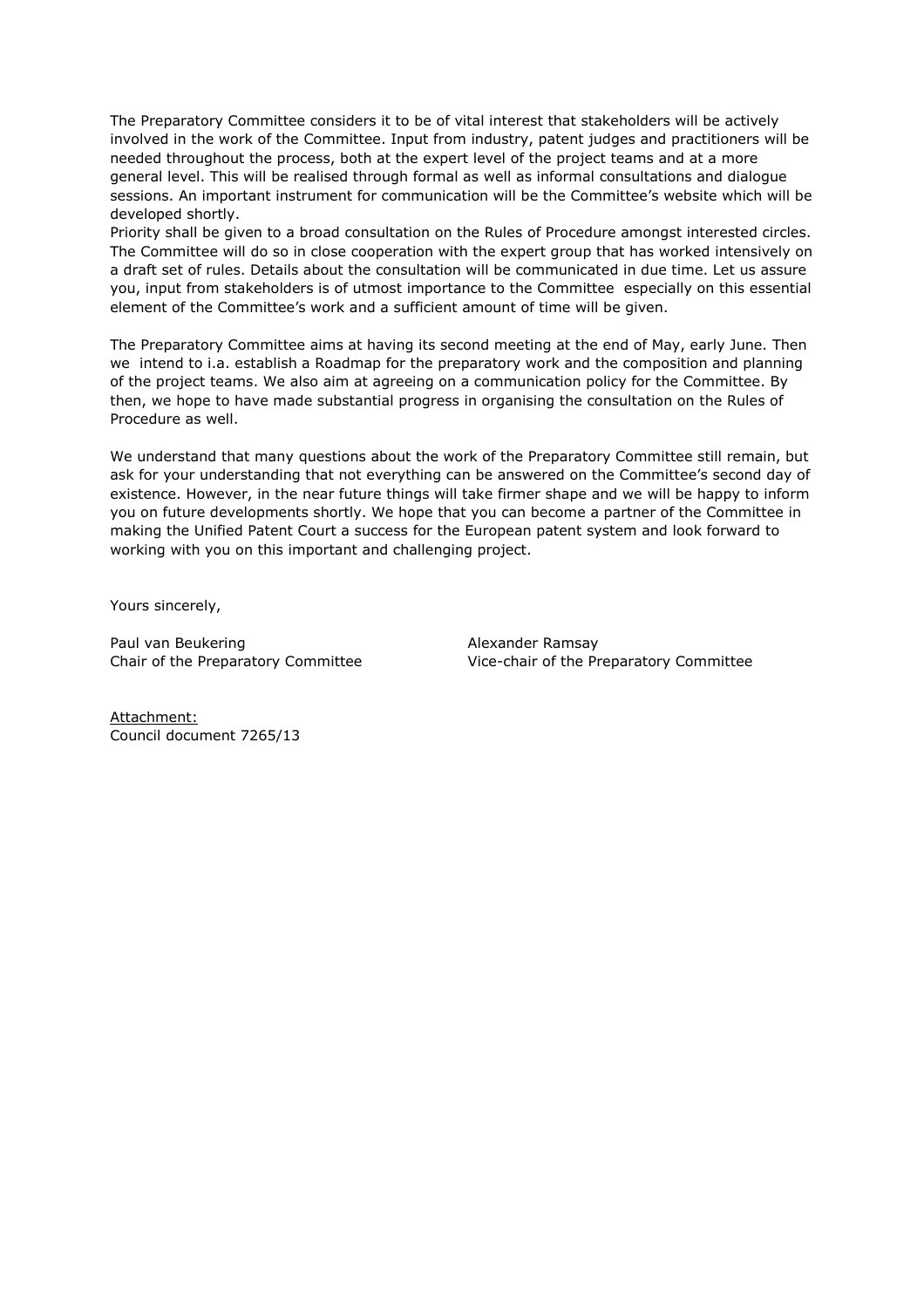The Preparatory Committee considers it to be of vital interest that stakeholders will be actively involved in the work of the Committee. Input from industry, patent judges and practitioners will be needed throughout the process, both at the expert level of the project teams and at a more general level. This will be realised through formal as well as informal consultations and dialogue sessions. An important instrument for communication will be the Committee's website which will be developed shortly.
Priority shall be given to a broad consultation on the Rules of Procedure amongst interested circles. The Committee will do so in close cooperation with the expert group that has worked intensively on a draft set of rules. Details about the consultation will be communicated in due time. Let us assure you, input from stakeholders is of utmost importance to the Committee especially on this essential element of the Committee's work and a sufficient amount of time will be given.

The Preparatory Committee aims at having its second meeting at the end of May, early June. Then we intend to i.a. establish a Roadmap for the preparatory work and the composition and planning of the project teams. We also aim at agreeing on a communication policy for the Committee. By then, we hope to have made substantial progress in organising the consultation on the Rules of Procedure as well.

We understand that many questions about the work of the Preparatory Committee still remain, but ask for your understanding that not everything can be answered on the Committee's second day of existence. However, in the near future things will take firmer shape and we will be happy to inform you on future developments shortly. We hope that you can become a partner of the Committee in making the Unified Patent Court a success for the European patent system and look forward to working with you on this important and challenging project.

Yours sincerely,

Paul van Beukering
Chair of the Preparatory Committee

Alexander Ramsay
Vice-chair of the Preparatory Committee

Attachment:
Council document 7265/13